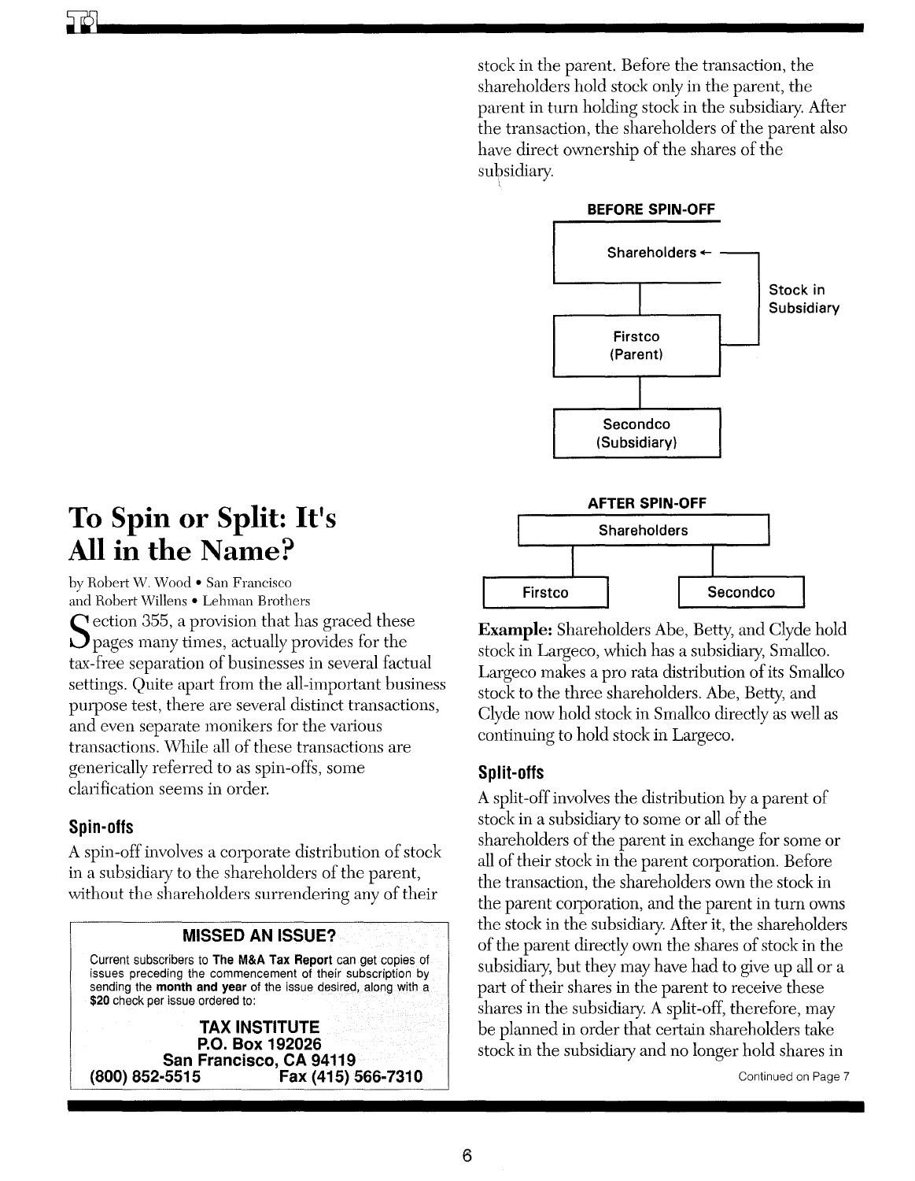# To Spin or Split: It's All in the Name?

by Robert W. Wood • San Francisco
and Robert Willens • Lehman Brothers

Section 355, a provision that has graced these pages many times, actually provides for the tax-free separation of businesses in several factual settings. Quite apart from the all-important business purpose test, there are several distinct transactions, and even separate monikers for the various transactions. While all of these transactions are generically referred to as spin-offs, some clarification seems in order.

## Spin-offs

A spin-off involves a corporate distribution of stock in a subsidiary to the shareholders of the parent, without the shareholders surrendering any of their stock in the parent. Before the transaction, the shareholders hold stock only in the parent, the parent in turn holding stock in the subsidiary. After the transaction, the shareholders of the parent also have direct ownership of the shares of the subsidiary.

**BEFORE SPIN-OFF**

Shareholders ← Stock in Subsidiary

Firstco (Parent)

Secondco (Subsidiary)

**AFTER SPIN-OFF**

Shareholders

Firstco | Secondco

**Example:** Shareholders Abe, Betty, and Clyde hold stock in Largeco, which has a subsidiary, Smallco. Largeco makes a pro rata distribution of its Smallco stock to the three shareholders. Abe, Betty, and Clyde now hold stock in Smallco directly as well as continuing to hold stock in Largeco.

## Split-offs

A split-off involves the distribution by a parent of stock in a subsidiary to some or all of the shareholders of the parent in exchange for some or all of their stock in the parent corporation. Before the transaction, the shareholders own the stock in the parent corporation, and the parent in turn owns the stock in the subsidiary. After it, the shareholders of the parent directly own the shares of stock in the subsidiary, but they may have had to give up all or a part of their shares in the parent to receive these shares in the subsidiary. A split-off, therefore, may be planned in order that certain shareholders take stock in the subsidiary and no longer hold shares in

Continued on Page 7

**MISSED AN ISSUE?**

Current subscribers to **The M&A Tax Report** can get copies of issues preceding the commencement of their subscription by sending the **month and year** of the issue desired, along with a **$20** check per issue ordered to:

**TAX INSTITUTE**
**P.O. Box 192026**
**San Francisco, CA 94119**
**(800) 852-5515    Fax (415) 566-7310**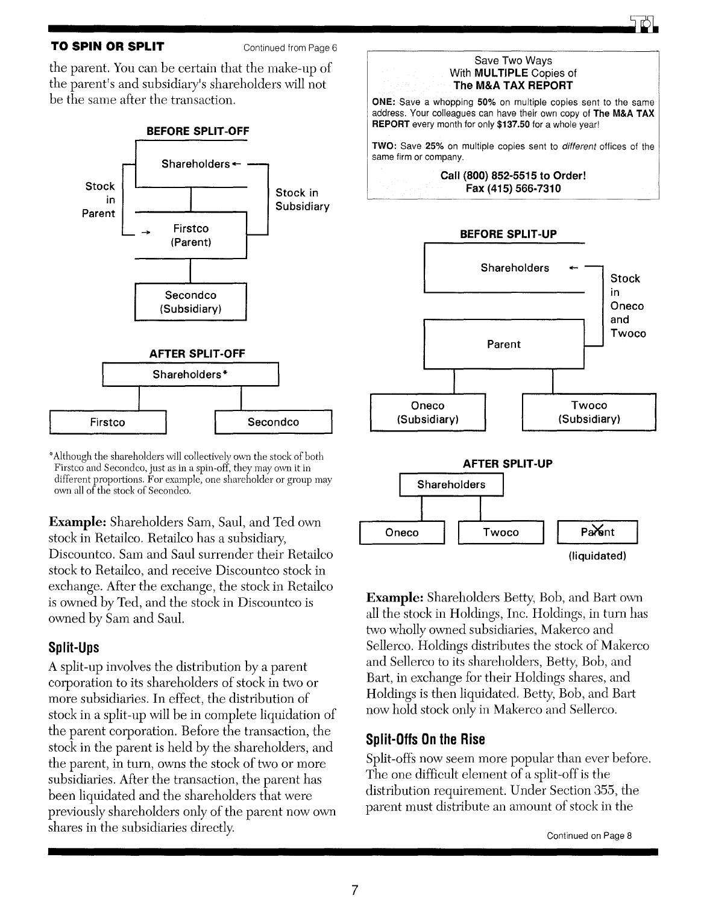**TO SPIN OR SPLIT** Continued from Page 6

the parent. You can be certain that the make-up of the parent's and subsidiary's shareholders will not be the same after the transaction.

**BEFORE SPLIT-OFF**

Shareholders

Stock in Parent

Stock in Subsidiary

Firstco (Parent)

Secondco (Subsidiary)

**AFTER SPLIT-OFF**

Shareholders*

Firstco

Secondco

*Although the shareholders will collectively own the stock of both Firstco and Secondco, just as in a spin-off, they may own it in different proportions. For example, one shareholder or group may own all of the stock of Secondco.

**Example:** Shareholders Sam, Saul, and Ted own stock in Retailco. Retailco has a subsidiary, Discountco. Sam and Saul surrender their Retailco stock to Retailco, and receive Discountco stock in exchange. After the exchange, the stock in Retailco is owned by Ted, and the stock in Discountco is owned by Sam and Saul.

## Split-Ups

A split-up involves the distribution by a parent corporation to its shareholders of stock in two or more subsidiaries. In effect, the distribution of stock in a split-up will be in complete liquidation of the parent corporation. Before the transaction, the stock in the parent is held by the shareholders, and the parent, in turn, owns the stock of two or more subsidiaries. After the transaction, the parent has been liquidated and the shareholders that were previously shareholders only of the parent now own shares in the subsidiaries directly.

Save Two Ways
With **MULTIPLE** Copies of
**The M&A TAX REPORT**

**ONE:** Save a whopping **50%** on multiple copies sent to the same address. Your colleagues can have their own copy of **The M&A TAX REPORT** every month for only **$137.50** for a whole year!

**TWO:** Save **25%** on multiple copies sent to *different* offices of the same firm or company.

**Call (800) 852-5515 to Order!**
**Fax (415) 566-7310**

**BEFORE SPLIT-UP**

Shareholders

Stock in Oneco and Twoco

Parent

Oneco (Subsidiary)

Twoco (Subsidiary)

**AFTER SPLIT-UP**

Shareholders

Oneco

Twoco

Parent (liquidated)

**Example:** Shareholders Betty, Bob, and Bart own all the stock in Holdings, Inc. Holdings, in turn has two wholly owned subsidiaries, Makerco and Sellerco. Holdings distributes the stock of Makerco and Sellerco to its shareholders, Betty, Bob, and Bart, in exchange for their Holdings shares, and Holdings is then liquidated. Betty, Bob, and Bart now hold stock only in Makerco and Sellerco.

## Split-Offs On the Rise

Split-offs now seem more popular than ever before. The one difficult element of a split-off is the distribution requirement. Under Section 355, the parent must distribute an amount of stock in the

Continued on Page 8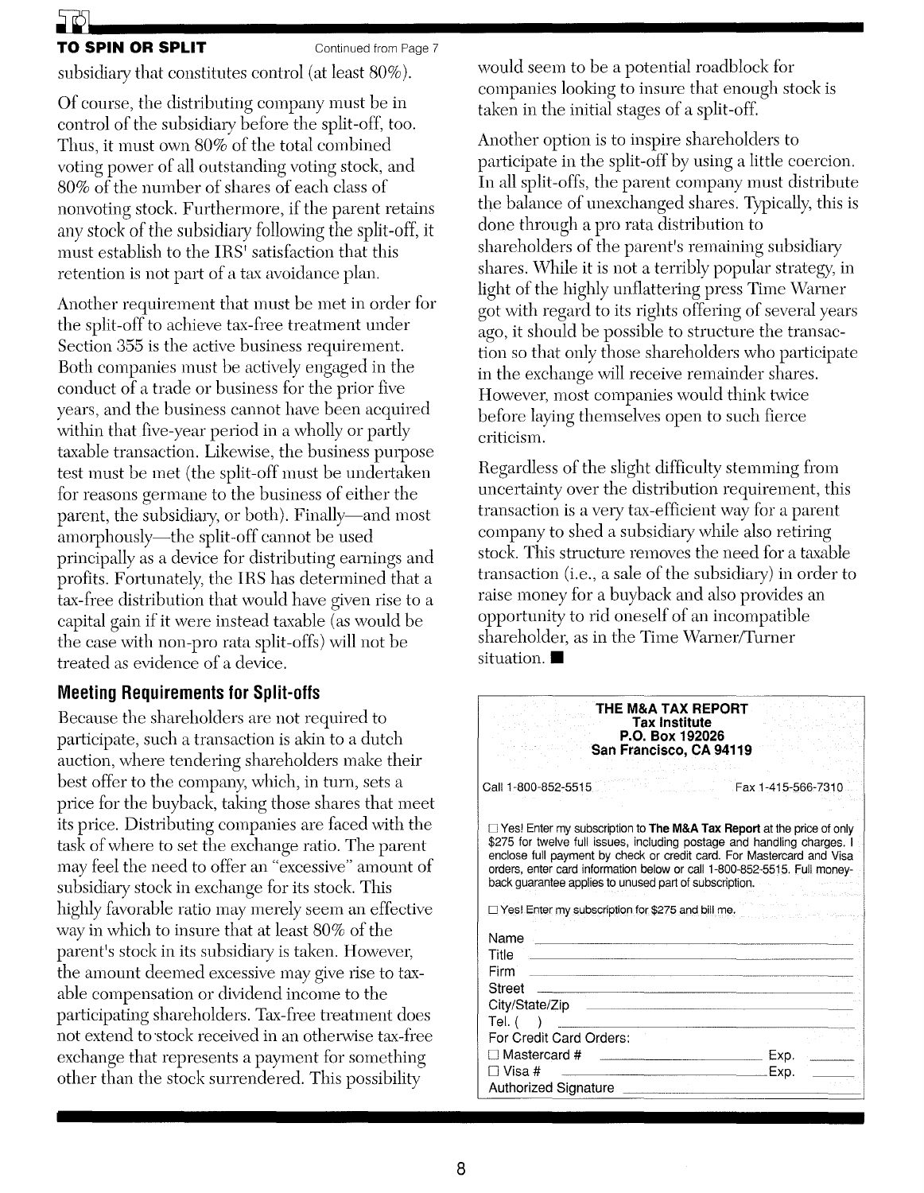**TO SPIN OR SPLIT** Continued from Page 7

subsidiary that constitutes control (at least 80%).

Of course, the distributing company must be in control of the subsidiary before the split-off, too. Thus, it must own 80% of the total combined voting power of all outstanding voting stock, and 80% of the number of shares of each class of nonvoting stock. Furthermore, if the parent retains any stock of the subsidiary following the split-off, it must establish to the IRS' satisfaction that this retention is not part of a tax avoidance plan.

Another requirement that must be met in order for the split-off to achieve tax-free treatment under Section 355 is the active business requirement. Both companies must be actively engaged in the conduct of a trade or business for the prior five years, and the business cannot have been acquired within that five-year period in a wholly or partly taxable transaction. Likewise, the business purpose test must be met (the split-off must be undertaken for reasons germane to the business of either the parent, the subsidiary, or both). Finally—and most amorphously—the split-off cannot be used principally as a device for distributing earnings and profits. Fortunately, the IRS has determined that a tax-free distribution that would have given rise to a capital gain if it were instead taxable (as would be the case with non-pro rata split-offs) will not be treated as evidence of a device.

## Meeting Requirements for Split-offs

Because the shareholders are not required to participate, such a transaction is akin to a dutch auction, where tendering shareholders make their best offer to the company, which, in turn, sets a price for the buyback, taking those shares that meet its price. Distributing companies are faced with the task of where to set the exchange ratio. The parent may feel the need to offer an "excessive" amount of subsidiary stock in exchange for its stock. This highly favorable ratio may merely seem an effective way in which to insure that at least 80% of the parent's stock in its subsidiary is taken. However, the amount deemed excessive may give rise to taxable compensation or dividend income to the participating shareholders. Tax-free treatment does not extend to stock received in an otherwise tax-free exchange that represents a payment for something other than the stock surrendered. This possibility would seem to be a potential roadblock for companies looking to insure that enough stock is taken in the initial stages of a split-off.

Another option is to inspire shareholders to participate in the split-off by using a little coercion. In all split-offs, the parent company must distribute the balance of unexchanged shares. Typically, this is done through a pro rata distribution to shareholders of the parent's remaining subsidiary shares. While it is not a terribly popular strategy, in light of the highly unflattering press Time Warner got with regard to its rights offering of several years ago, it should be possible to structure the transaction so that only those shareholders who participate in the exchange will receive remainder shares. However, most companies would think twice before laying themselves open to such fierce criticism.

Regardless of the slight difficulty stemming from uncertainty over the distribution requirement, this transaction is a very tax-efficient way for a parent company to shed a subsidiary while also retiring stock. This structure removes the need for a taxable transaction (i.e., a sale of the subsidiary) in order to raise money for a buyback and also provides an opportunity to rid oneself of an incompatible shareholder, as in the Time Warner/Turner situation. ■

**THE M&A TAX REPORT**
**Tax Institute**
**P.O. Box 192026**
**San Francisco, CA 94119**

Call 1-800-852-5515 Fax 1-415-566-7310

☐ Yes! Enter my subscription to **The M&A Tax Report** at the price of only $275 for twelve full issues, including postage and handling charges. I enclose full payment by check or credit card. For Mastercard and Visa orders, enter card information below or call 1-800-852-5515. Full money-back guarantee applies to unused part of subscription.

☐ Yes! Enter my subscription for $275 and bill me.

Name ______________________
Title ______________________
Firm ______________________
Street ______________________
City/State/Zip ______________________
Tel. ( ) ______________________
For Credit Card Orders:
☐ Mastercard # ______________ Exp. ______
☐ Visa # ______________ Exp. ______
Authorized Signature ______________________